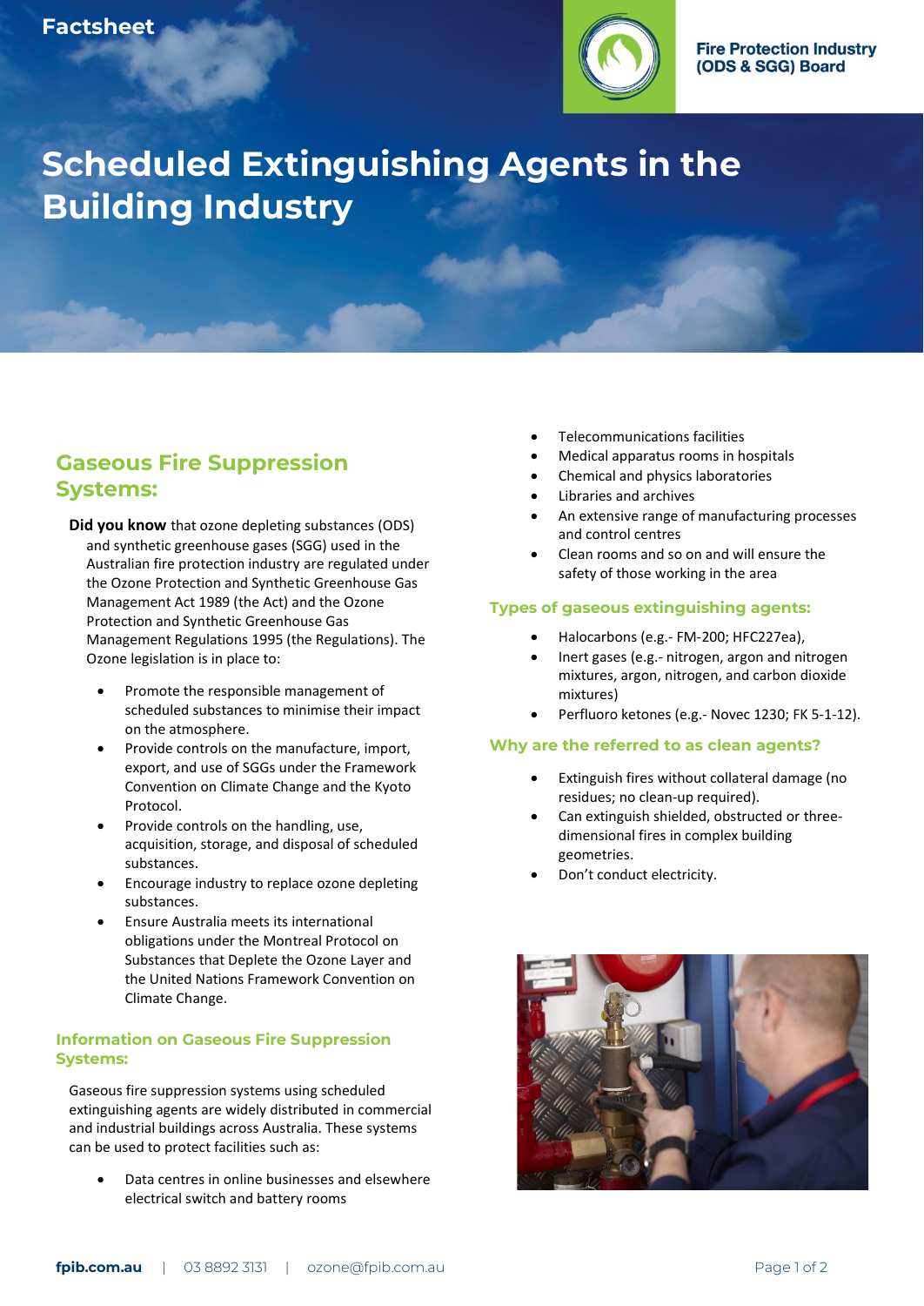Factsheet

Fire Protection Industry (ODS & SGG) Board

# Scheduled Extinguishing Agents in the Building Industry

## Gaseous Fire Suppression Systems:

**Did you know** that ozone depleting substances (ODS) and synthetic greenhouse gases (SGG) used in the Australian fire protection industry are regulated under the Ozone Protection and Synthetic Greenhouse Gas Management Act 1989 (the Act) and the Ozone Protection and Synthetic Greenhouse Gas Management Regulations 1995 (the Regulations). The Ozone legislation is in place to:

- Promote the responsible management of scheduled substances to minimise their impact on the atmosphere.
- Provide controls on the manufacture, import, export, and use of SGGs under the Framework Convention on Climate Change and the Kyoto Protocol.
- Provide controls on the handling, use, acquisition, storage, and disposal of scheduled substances.
- Encourage industry to replace ozone depleting substances.
- Ensure Australia meets its international obligations under the Montreal Protocol on Substances that Deplete the Ozone Layer and the United Nations Framework Convention on Climate Change.

### Information on Gaseous Fire Suppression Systems:

Gaseous fire suppression systems using scheduled extinguishing agents are widely distributed in commercial and industrial buildings across Australia. These systems can be used to protect facilities such as:

- Data centres in online businesses and elsewhere electrical switch and battery rooms
- Telecommunications facilities
- Medical apparatus rooms in hospitals
- Chemical and physics laboratories
- Libraries and archives
- An extensive range of manufacturing processes and control centres
- Clean rooms and so on and will ensure the safety of those working in the area

### Types of gaseous extinguishing agents:

- Halocarbons (e.g.- FM-200; HFC227ea),
- Inert gases (e.g.- nitrogen, argon and nitrogen mixtures, argon, nitrogen, and carbon dioxide mixtures)
- Perfluoro ketones (e.g.- Novec 1230; FK 5-1-12).

### Why are the referred to as clean agents?

- Extinguish fires without collateral damage (no residues; no clean-up required).
- Can extinguish shielded, obstructed or three-dimensional fires in complex building geometries.
- Don't conduct electricity.

fpib.com.au | 03 8892 3131 | ozone@fpib.com.au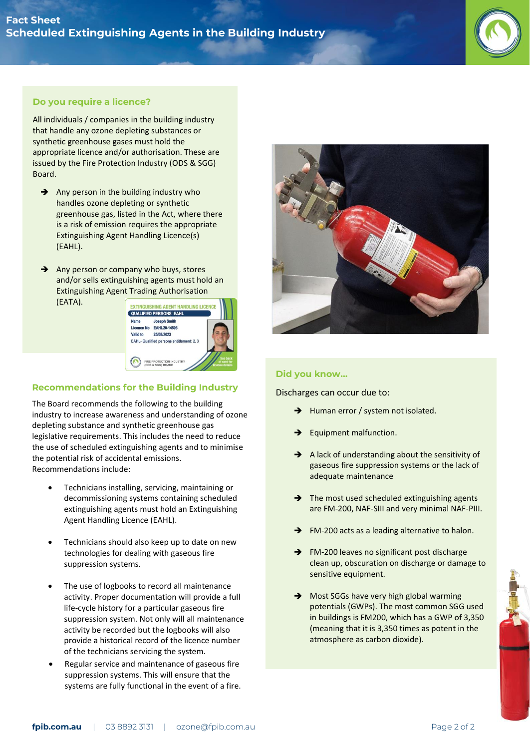# Fact Sheet
## Scheduled Extinguishing Agents in the Building Industry

### Do you require a licence?

All individuals / companies in the building industry that handle any ozone depleting substances or synthetic greenhouse gases must hold the appropriate licence and/or authorisation. These are issued by the Fire Protection Industry (ODS & SGG) Board.

- Any person in the building industry who handles ozone depleting or synthetic greenhouse gas, listed in the Act, where there is a risk of emission requires the appropriate Extinguishing Agent Handling Licence(s) (EAHL).
- Any person or company who buys, stores and/or sells extinguishing agents must hold an Extinguishing Agent Trading Authorisation (EATA).

### Recommendations for the Building Industry

The Board recommends the following to the building industry to increase awareness and understanding of ozone depleting substance and synthetic greenhouse gas legislative requirements. This includes the need to reduce the use of scheduled extinguishing agents and to minimise the potential risk of accidental emissions.
Recommendations include:

- Technicians installing, servicing, maintaining or decommissioning systems containing scheduled extinguishing agents must hold an Extinguishing Agent Handling Licence (EAHL).
- Technicians should also keep up to date on new technologies for dealing with gaseous fire suppression systems.
- The use of logbooks to record all maintenance activity. Proper documentation will provide a full life-cycle history for a particular gaseous fire suppression system. Not only will all maintenance activity be recorded but the logbooks will also provide a historical record of the licence number of the technicians servicing the system.
- Regular service and maintenance of gaseous fire suppression systems. This will ensure that the systems are fully functional in the event of a fire.

### Did you know...

Discharges can occur due to:

- Human error / system not isolated.
- Equipment malfunction.
- A lack of understanding about the sensitivity of gaseous fire suppression systems or the lack of adequate maintenance
- The most used scheduled extinguishing agents are FM-200, NAF-SIII and very minimal NAF-PIII.
- FM-200 acts as a leading alternative to halon.
- FM-200 leaves no significant post discharge clean up, obscuration on discharge or damage to sensitive equipment.
- Most SGGs have very high global warming potentials (GWPs). The most common SGG used in buildings is FM200, which has a GWP of 3,350 (meaning that it is 3,350 times as potent in the atmosphere as carbon dioxide).

**fpib.com.au** | 03 8892 3131 | ozone@fpib.com.au